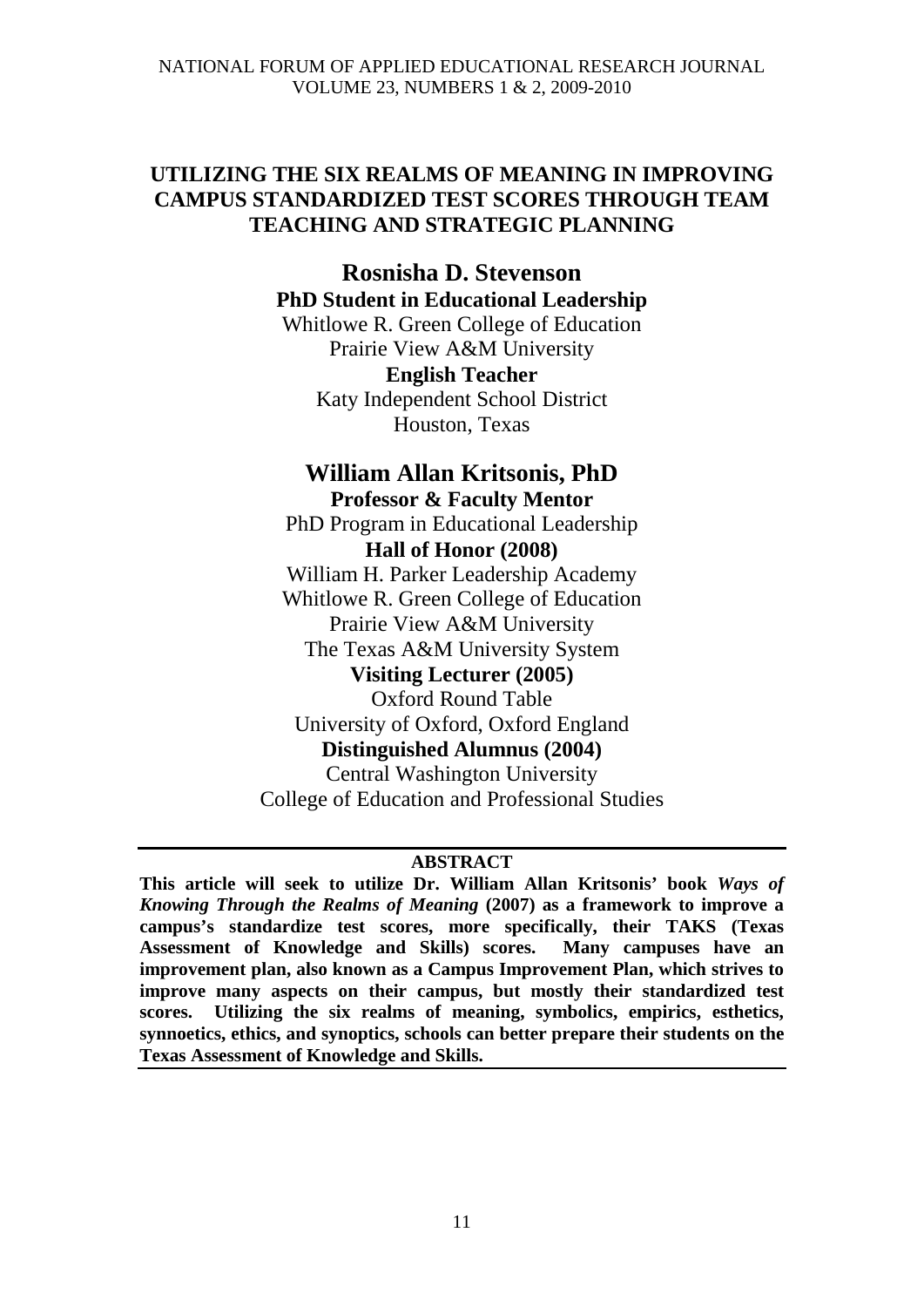# UTILIZING THE SIX REALMS OF MEANING IN IMPROVING CAMPUS STANDARDIZED TEST SCORES THROUGH TEAM TEACHING AND STRATEGIC PLANNING

**Rosnisha D. Stevenson**
**PhD Student in Educational Leadership**
Whitlowe R. Green College of Education
Prairie View A&M University
**English Teacher**
Katy Independent School District
Houston, Texas

**William Allan Kritsonis, PhD**
**Professor & Faculty Mentor**
PhD Program in Educational Leadership
**Hall of Honor (2008)**
William H. Parker Leadership Academy
Whitlowe R. Green College of Education
Prairie View A&M University
The Texas A&M University System
**Visiting Lecturer (2005)**
Oxford Round Table
University of Oxford, Oxford England
**Distinguished Alumnus (2004)**
Central Washington University
College of Education and Professional Studies

## ABSTRACT

**This article will seek to utilize Dr. William Allan Kritsonis' book *Ways of Knowing Through the Realms of Meaning* (2007) as a framework to improve a campus's standardize test scores, more specifically, their TAKS (Texas Assessment of Knowledge and Skills) scores. Many campuses have an improvement plan, also known as a Campus Improvement Plan, which strives to improve many aspects on their campus, but mostly their standardized test scores. Utilizing the six realms of meaning, symbolics, empirics, esthetics, synnoetics, ethics, and synoptics, schools can better prepare their students on the Texas Assessment of Knowledge and Skills.**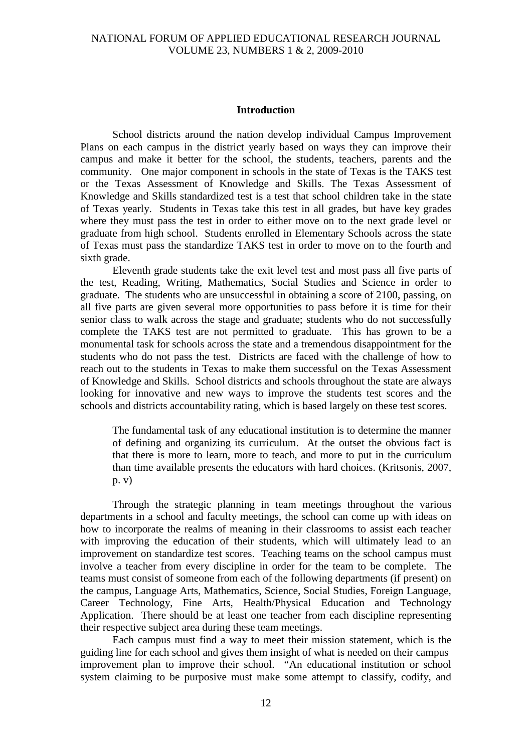## Introduction

School districts around the nation develop individual Campus Improvement Plans on each campus in the district yearly based on ways they can improve their campus and make it better for the school, the students, teachers, parents and the community. One major component in schools in the state of Texas is the TAKS test or the Texas Assessment of Knowledge and Skills. The Texas Assessment of Knowledge and Skills standardized test is a test that school children take in the state of Texas yearly. Students in Texas take this test in all grades, but have key grades where they must pass the test in order to either move on to the next grade level or graduate from high school. Students enrolled in Elementary Schools across the state of Texas must pass the standardize TAKS test in order to move on to the fourth and sixth grade.

Eleventh grade students take the exit level test and most pass all five parts of the test, Reading, Writing, Mathematics, Social Studies and Science in order to graduate. The students who are unsuccessful in obtaining a score of 2100, passing, on all five parts are given several more opportunities to pass before it is time for their senior class to walk across the stage and graduate; students who do not successfully complete the TAKS test are not permitted to graduate. This has grown to be a monumental task for schools across the state and a tremendous disappointment for the students who do not pass the test. Districts are faced with the challenge of how to reach out to the students in Texas to make them successful on the Texas Assessment of Knowledge and Skills. School districts and schools throughout the state are always looking for innovative and new ways to improve the students test scores and the schools and districts accountability rating, which is based largely on these test scores.

> The fundamental task of any educational institution is to determine the manner of defining and organizing its curriculum. At the outset the obvious fact is that there is more to learn, more to teach, and more to put in the curriculum than time available presents the educators with hard choices. (Kritsonis, 2007, p. v)

Through the strategic planning in team meetings throughout the various departments in a school and faculty meetings, the school can come up with ideas on how to incorporate the realms of meaning in their classrooms to assist each teacher with improving the education of their students, which will ultimately lead to an improvement on standardize test scores. Teaching teams on the school campus must involve a teacher from every discipline in order for the team to be complete. The teams must consist of someone from each of the following departments (if present) on the campus, Language Arts, Mathematics, Science, Social Studies, Foreign Language, Career Technology, Fine Arts, Health/Physical Education and Technology Application. There should be at least one teacher from each discipline representing their respective subject area during these team meetings.

Each campus must find a way to meet their mission statement, which is the guiding line for each school and gives them insight of what is needed on their campus improvement plan to improve their school. "An educational institution or school system claiming to be purposive must make some attempt to classify, codify, and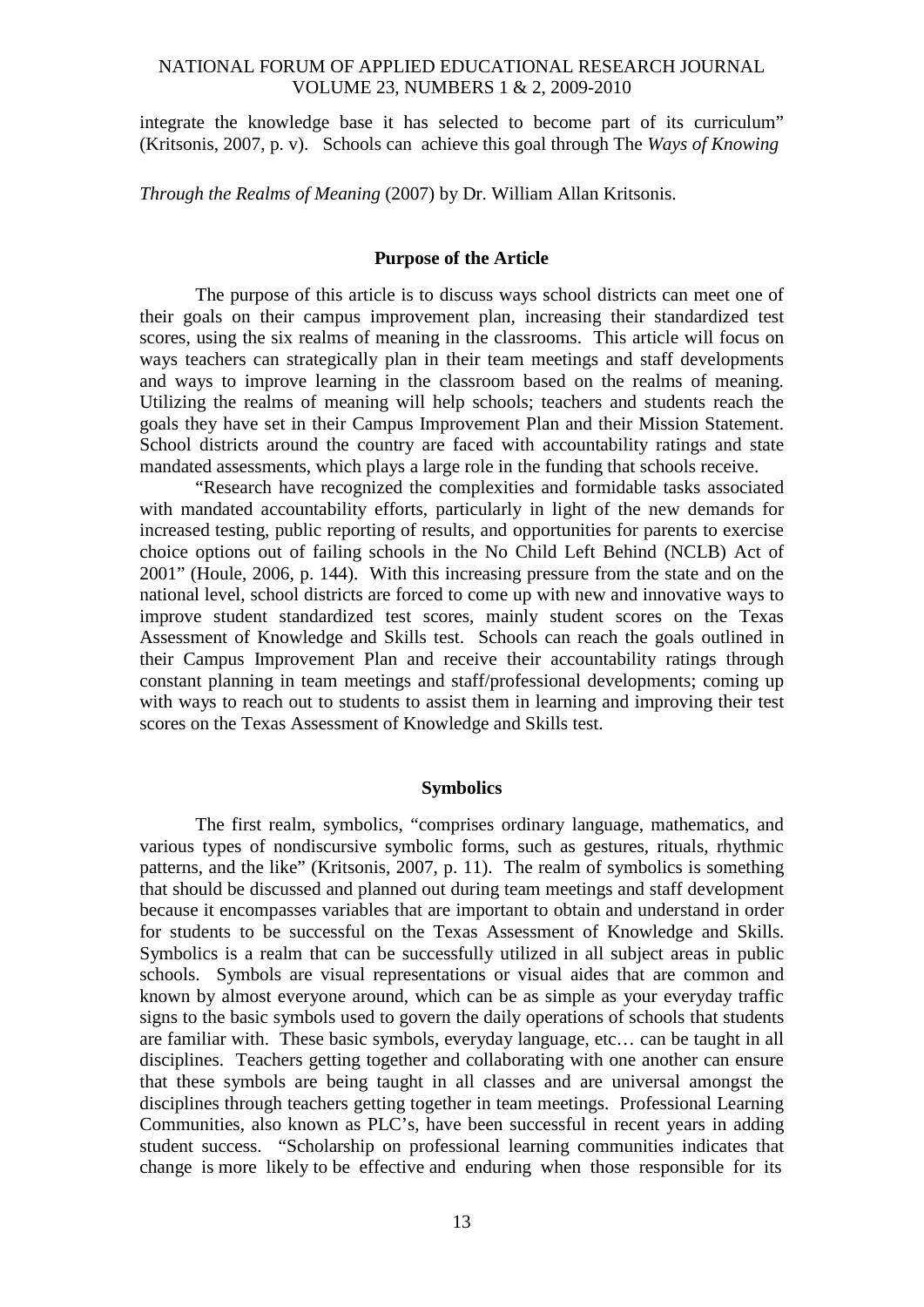integrate the knowledge base it has selected to become part of its curriculum" (Kritsonis, 2007, p. v). Schools can achieve this goal through The *Ways of Knowing Through the Realms of Meaning* (2007) by Dr. William Allan Kritsonis.

## Purpose of the Article

The purpose of this article is to discuss ways school districts can meet one of their goals on their campus improvement plan, increasing their standardized test scores, using the six realms of meaning in the classrooms. This article will focus on ways teachers can strategically plan in their team meetings and staff developments and ways to improve learning in the classroom based on the realms of meaning. Utilizing the realms of meaning will help schools; teachers and students reach the goals they have set in their Campus Improvement Plan and their Mission Statement. School districts around the country are faced with accountability ratings and state mandated assessments, which plays a large role in the funding that schools receive.

"Research have recognized the complexities and formidable tasks associated with mandated accountability efforts, particularly in light of the new demands for increased testing, public reporting of results, and opportunities for parents to exercise choice options out of failing schools in the No Child Left Behind (NCLB) Act of 2001" (Houle, 2006, p. 144). With this increasing pressure from the state and on the national level, school districts are forced to come up with new and innovative ways to improve student standardized test scores, mainly student scores on the Texas Assessment of Knowledge and Skills test. Schools can reach the goals outlined in their Campus Improvement Plan and receive their accountability ratings through constant planning in team meetings and staff/professional developments; coming up with ways to reach out to students to assist them in learning and improving their test scores on the Texas Assessment of Knowledge and Skills test.

## Symbolics

The first realm, symbolics, "comprises ordinary language, mathematics, and various types of nondiscursive symbolic forms, such as gestures, rituals, rhythmic patterns, and the like" (Kritsonis, 2007, p. 11). The realm of symbolics is something that should be discussed and planned out during team meetings and staff development because it encompasses variables that are important to obtain and understand in order for students to be successful on the Texas Assessment of Knowledge and Skills. Symbolics is a realm that can be successfully utilized in all subject areas in public schools. Symbols are visual representations or visual aides that are common and known by almost everyone around, which can be as simple as your everyday traffic signs to the basic symbols used to govern the daily operations of schools that students are familiar with. These basic symbols, everyday language, etc… can be taught in all disciplines. Teachers getting together and collaborating with one another can ensure that these symbols are being taught in all classes and are universal amongst the disciplines through teachers getting together in team meetings. Professional Learning Communities, also known as PLC's, have been successful in recent years in adding student success. "Scholarship on professional learning communities indicates that change is more likely to be effective and enduring when those responsible for its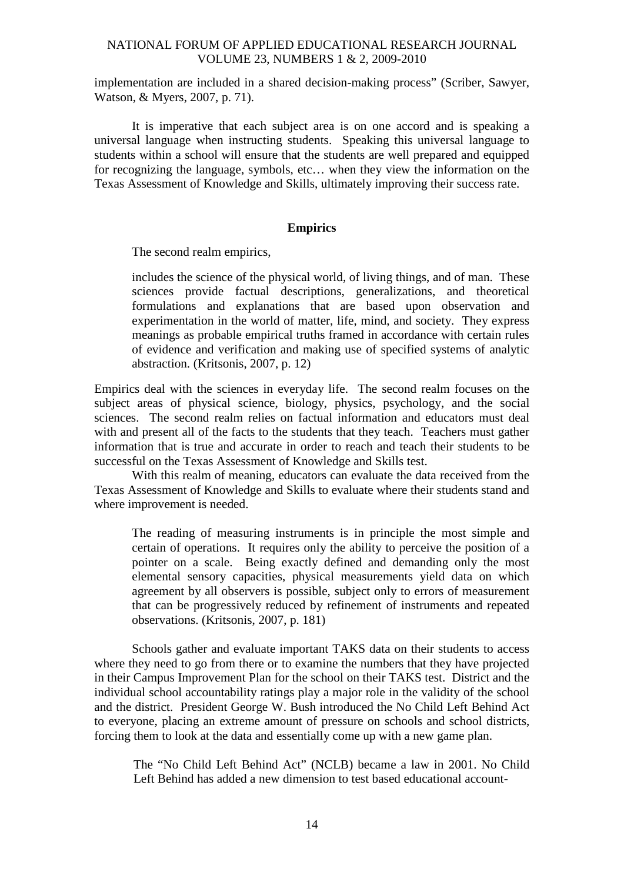implementation are included in a shared decision-making process" (Scriber, Sawyer, Watson, & Myers, 2007, p. 71).

It is imperative that each subject area is on one accord and is speaking a universal language when instructing students. Speaking this universal language to students within a school will ensure that the students are well prepared and equipped for recognizing the language, symbols, etc… when they view the information on the Texas Assessment of Knowledge and Skills, ultimately improving their success rate.

## Empirics

The second realm empirics,

> includes the science of the physical world, of living things, and of man. These sciences provide factual descriptions, generalizations, and theoretical formulations and explanations that are based upon observation and experimentation in the world of matter, life, mind, and society. They express meanings as probable empirical truths framed in accordance with certain rules of evidence and verification and making use of specified systems of analytic abstraction. (Kritsonis, 2007, p. 12)

Empirics deal with the sciences in everyday life. The second realm focuses on the subject areas of physical science, biology, physics, psychology, and the social sciences. The second realm relies on factual information and educators must deal with and present all of the facts to the students that they teach. Teachers must gather information that is true and accurate in order to reach and teach their students to be successful on the Texas Assessment of Knowledge and Skills test.

With this realm of meaning, educators can evaluate the data received from the Texas Assessment of Knowledge and Skills to evaluate where their students stand and where improvement is needed.

> The reading of measuring instruments is in principle the most simple and certain of operations. It requires only the ability to perceive the position of a pointer on a scale. Being exactly defined and demanding only the most elemental sensory capacities, physical measurements yield data on which agreement by all observers is possible, subject only to errors of measurement that can be progressively reduced by refinement of instruments and repeated observations. (Kritsonis, 2007, p. 181)

Schools gather and evaluate important TAKS data on their students to access where they need to go from there or to examine the numbers that they have projected in their Campus Improvement Plan for the school on their TAKS test. District and the individual school accountability ratings play a major role in the validity of the school and the district. President George W. Bush introduced the No Child Left Behind Act to everyone, placing an extreme amount of pressure on schools and school districts, forcing them to look at the data and essentially come up with a new game plan.

> The "No Child Left Behind Act" (NCLB) became a law in 2001. No Child Left Behind has added a new dimension to test based educational account-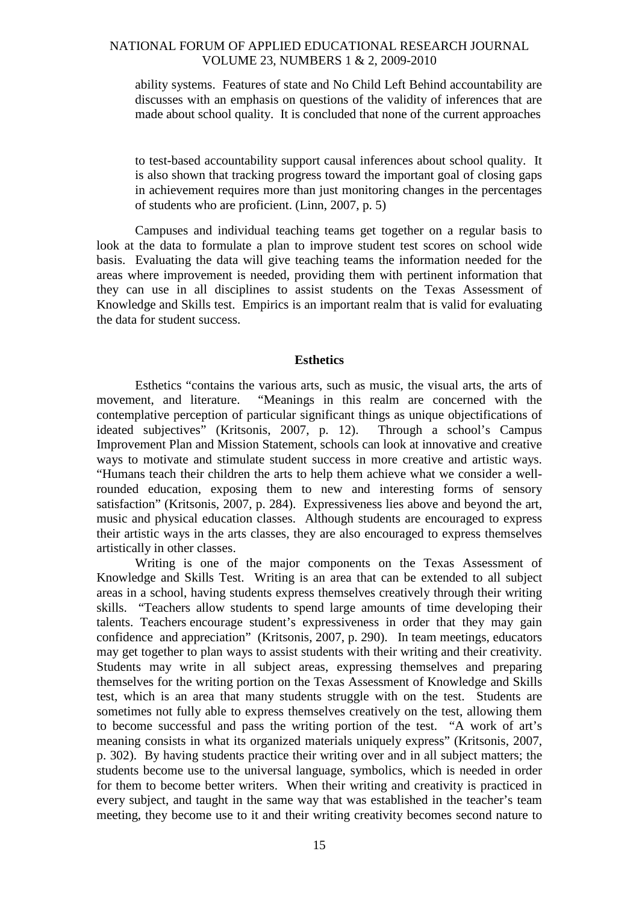ability systems. Features of state and No Child Left Behind accountability are discusses with an emphasis on questions of the validity of inferences that are made about school quality. It is concluded that none of the current approaches

to test-based accountability support causal inferences about school quality. It is also shown that tracking progress toward the important goal of closing gaps in achievement requires more than just monitoring changes in the percentages of students who are proficient. (Linn, 2007, p. 5)

Campuses and individual teaching teams get together on a regular basis to look at the data to formulate a plan to improve student test scores on school wide basis. Evaluating the data will give teaching teams the information needed for the areas where improvement is needed, providing them with pertinent information that they can use in all disciplines to assist students on the Texas Assessment of Knowledge and Skills test. Empirics is an important realm that is valid for evaluating the data for student success.

## Esthetics

Esthetics "contains the various arts, such as music, the visual arts, the arts of movement, and literature. "Meanings in this realm are concerned with the contemplative perception of particular significant things as unique objectifications of ideated subjectives" (Kritsonis, 2007, p. 12). Through a school's Campus Improvement Plan and Mission Statement, schools can look at innovative and creative ways to motivate and stimulate student success in more creative and artistic ways. "Humans teach their children the arts to help them achieve what we consider a well-rounded education, exposing them to new and interesting forms of sensory satisfaction" (Kritsonis, 2007, p. 284). Expressiveness lies above and beyond the art, music and physical education classes. Although students are encouraged to express their artistic ways in the arts classes, they are also encouraged to express themselves artistically in other classes.

Writing is one of the major components on the Texas Assessment of Knowledge and Skills Test. Writing is an area that can be extended to all subject areas in a school, having students express themselves creatively through their writing skills. "Teachers allow students to spend large amounts of time developing their talents. Teachers encourage student's expressiveness in order that they may gain confidence and appreciation" (Kritsonis, 2007, p. 290). In team meetings, educators may get together to plan ways to assist students with their writing and their creativity. Students may write in all subject areas, expressing themselves and preparing themselves for the writing portion on the Texas Assessment of Knowledge and Skills test, which is an area that many students struggle with on the test. Students are sometimes not fully able to express themselves creatively on the test, allowing them to become successful and pass the writing portion of the test. "A work of art's meaning consists in what its organized materials uniquely express" (Kritsonis, 2007, p. 302). By having students practice their writing over and in all subject matters; the students become use to the universal language, symbolics, which is needed in order for them to become better writers. When their writing and creativity is practiced in every subject, and taught in the same way that was established in the teacher's team meeting, they become use to it and their writing creativity becomes second nature to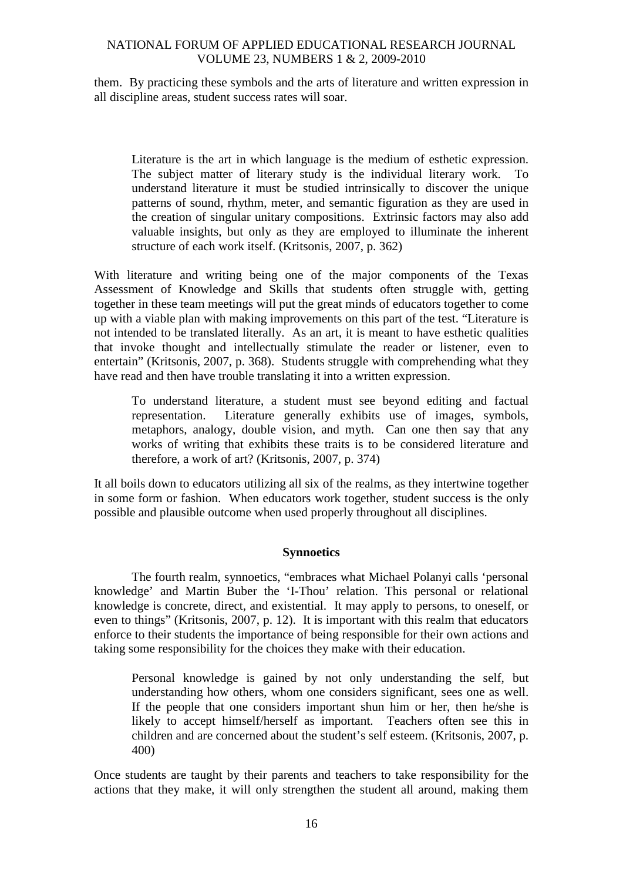them. By practicing these symbols and the arts of literature and written expression in all discipline areas, student success rates will soar.

> Literature is the art in which language is the medium of esthetic expression. The subject matter of literary study is the individual literary work. To understand literature it must be studied intrinsically to discover the unique patterns of sound, rhythm, meter, and semantic figuration as they are used in the creation of singular unitary compositions. Extrinsic factors may also add valuable insights, but only as they are employed to illuminate the inherent structure of each work itself. (Kritsonis, 2007, p. 362)

With literature and writing being one of the major components of the Texas Assessment of Knowledge and Skills that students often struggle with, getting together in these team meetings will put the great minds of educators together to come up with a viable plan with making improvements on this part of the test. "Literature is not intended to be translated literally. As an art, it is meant to have esthetic qualities that invoke thought and intellectually stimulate the reader or listener, even to entertain" (Kritsonis, 2007, p. 368). Students struggle with comprehending what they have read and then have trouble translating it into a written expression.

> To understand literature, a student must see beyond editing and factual representation. Literature generally exhibits use of images, symbols, metaphors, analogy, double vision, and myth. Can one then say that any works of writing that exhibits these traits is to be considered literature and therefore, a work of art? (Kritsonis, 2007, p. 374)

It all boils down to educators utilizing all six of the realms, as they intertwine together in some form or fashion. When educators work together, student success is the only possible and plausible outcome when used properly throughout all disciplines.

## Synnoetics

The fourth realm, synnoetics, "embraces what Michael Polanyi calls 'personal knowledge' and Martin Buber the 'I-Thou' relation. This personal or relational knowledge is concrete, direct, and existential. It may apply to persons, to oneself, or even to things" (Kritsonis, 2007, p. 12). It is important with this realm that educators enforce to their students the importance of being responsible for their own actions and taking some responsibility for the choices they make with their education.

> Personal knowledge is gained by not only understanding the self, but understanding how others, whom one considers significant, sees one as well. If the people that one considers important shun him or her, then he/she is likely to accept himself/herself as important. Teachers often see this in children and are concerned about the student's self esteem. (Kritsonis, 2007, p. 400)

Once students are taught by their parents and teachers to take responsibility for the actions that they make, it will only strengthen the student all around, making them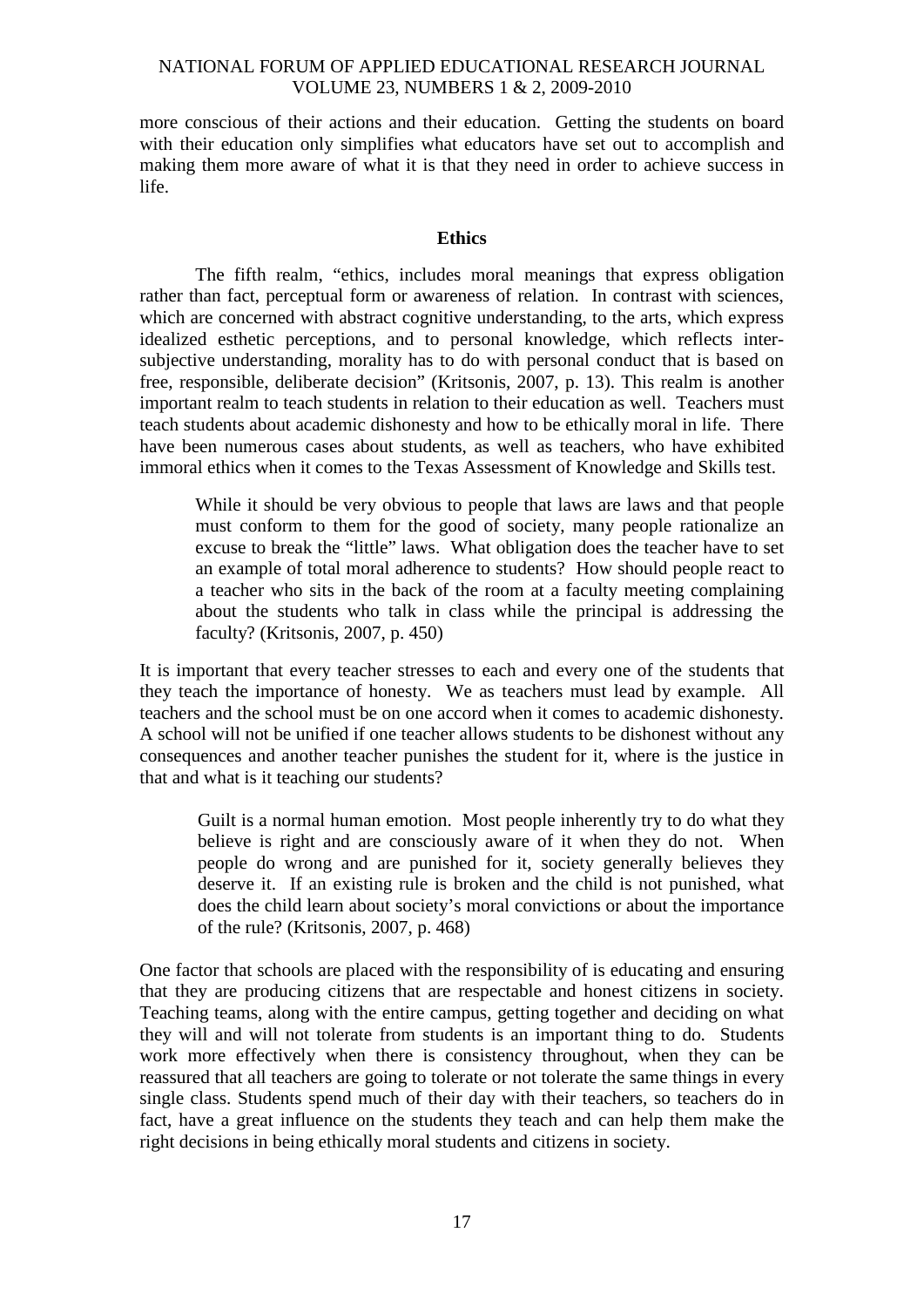more conscious of their actions and their education. Getting the students on board with their education only simplifies what educators have set out to accomplish and making them more aware of what it is that they need in order to achieve success in life.

### Ethics

The fifth realm, "ethics, includes moral meanings that express obligation rather than fact, perceptual form or awareness of relation. In contrast with sciences, which are concerned with abstract cognitive understanding, to the arts, which express idealized esthetic perceptions, and to personal knowledge, which reflects inter-subjective understanding, morality has to do with personal conduct that is based on free, responsible, deliberate decision" (Kritsonis, 2007, p. 13). This realm is another important realm to teach students in relation to their education as well. Teachers must teach students about academic dishonesty and how to be ethically moral in life. There have been numerous cases about students, as well as teachers, who have exhibited immoral ethics when it comes to the Texas Assessment of Knowledge and Skills test.

> While it should be very obvious to people that laws are laws and that people must conform to them for the good of society, many people rationalize an excuse to break the "little" laws. What obligation does the teacher have to set an example of total moral adherence to students? How should people react to a teacher who sits in the back of the room at a faculty meeting complaining about the students who talk in class while the principal is addressing the faculty? (Kritsonis, 2007, p. 450)

It is important that every teacher stresses to each and every one of the students that they teach the importance of honesty. We as teachers must lead by example. All teachers and the school must be on one accord when it comes to academic dishonesty. A school will not be unified if one teacher allows students to be dishonest without any consequences and another teacher punishes the student for it, where is the justice in that and what is it teaching our students?

> Guilt is a normal human emotion. Most people inherently try to do what they believe is right and are consciously aware of it when they do not. When people do wrong and are punished for it, society generally believes they deserve it. If an existing rule is broken and the child is not punished, what does the child learn about society's moral convictions or about the importance of the rule? (Kritsonis, 2007, p. 468)

One factor that schools are placed with the responsibility of is educating and ensuring that they are producing citizens that are respectable and honest citizens in society. Teaching teams, along with the entire campus, getting together and deciding on what they will and will not tolerate from students is an important thing to do. Students work more effectively when there is consistency throughout, when they can be reassured that all teachers are going to tolerate or not tolerate the same things in every single class. Students spend much of their day with their teachers, so teachers do in fact, have a great influence on the students they teach and can help them make the right decisions in being ethically moral students and citizens in society.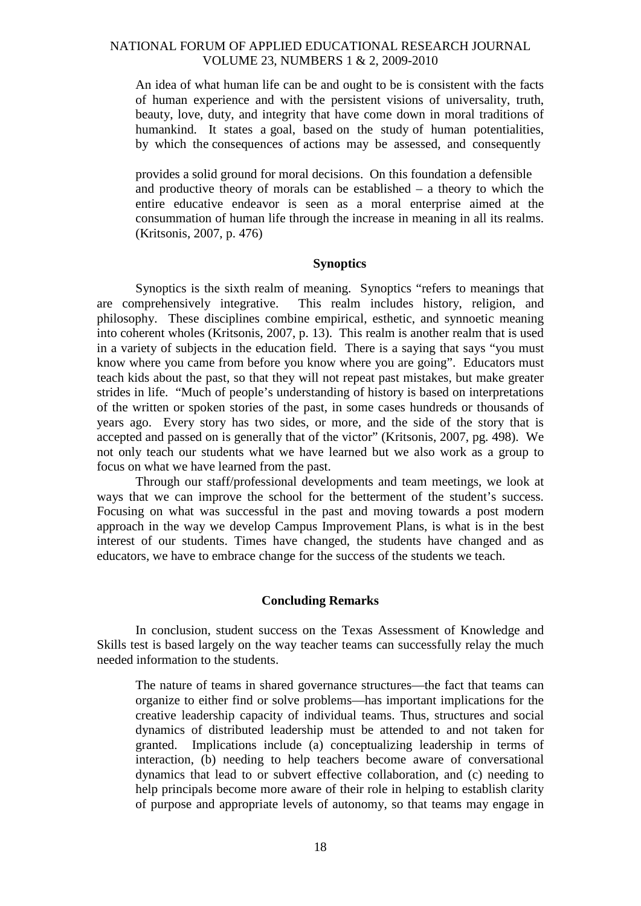> An idea of what human life can be and ought to be is consistent with the facts of human experience and with the persistent visions of universality, truth, beauty, love, duty, and integrity that have come down in moral traditions of humankind. It states a goal, based on the study of human potentialities, by which the consequences of actions may be assessed, and consequently
>
> provides a solid ground for moral decisions. On this foundation a defensible and productive theory of morals can be established – a theory to which the entire educative endeavor is seen as a moral enterprise aimed at the consummation of human life through the increase in meaning in all its realms. (Kritsonis, 2007, p. 476)

### Synoptics

Synoptics is the sixth realm of meaning. Synoptics "refers to meanings that are comprehensively integrative. This realm includes history, religion, and philosophy. These disciplines combine empirical, esthetic, and synnoetic meaning into coherent wholes (Kritsonis, 2007, p. 13). This realm is another realm that is used in a variety of subjects in the education field. There is a saying that says "you must know where you came from before you know where you are going". Educators must teach kids about the past, so that they will not repeat past mistakes, but make greater strides in life. "Much of people's understanding of history is based on interpretations of the written or spoken stories of the past, in some cases hundreds or thousands of years ago. Every story has two sides, or more, and the side of the story that is accepted and passed on is generally that of the victor" (Kritsonis, 2007, pg. 498). We not only teach our students what we have learned but we also work as a group to focus on what we have learned from the past.

Through our staff/professional developments and team meetings, we look at ways that we can improve the school for the betterment of the student's success. Focusing on what was successful in the past and moving towards a post modern approach in the way we develop Campus Improvement Plans, is what is in the best interest of our students. Times have changed, the students have changed and as educators, we have to embrace change for the success of the students we teach.

### Concluding Remarks

In conclusion, student success on the Texas Assessment of Knowledge and Skills test is based largely on the way teacher teams can successfully relay the much needed information to the students.

> The nature of teams in shared governance structures—the fact that teams can organize to either find or solve problems—has important implications for the creative leadership capacity of individual teams. Thus, structures and social dynamics of distributed leadership must be attended to and not taken for granted. Implications include (a) conceptualizing leadership in terms of interaction, (b) needing to help teachers become aware of conversational dynamics that lead to or subvert effective collaboration, and (c) needing to help principals become more aware of their role in helping to establish clarity of purpose and appropriate levels of autonomy, so that teams may engage in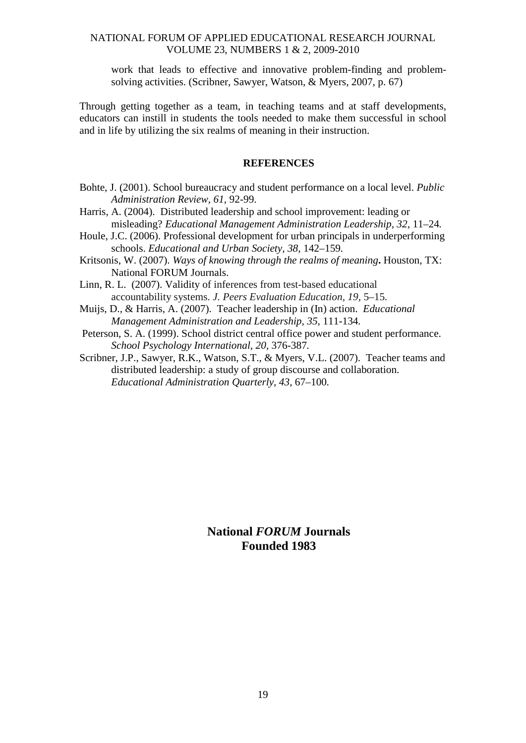work that leads to effective and innovative problem-finding and problem-solving activities. (Scribner, Sawyer, Watson, & Myers, 2007, p. 67)

Through getting together as a team, in teaching teams and at staff developments, educators can instill in students the tools needed to make them successful in school and in life by utilizing the six realms of meaning in their instruction.

## REFERENCES

Bohte, J. (2001). School bureaucracy and student performance on a local level. *Public Administration Review, 61,* 92-99.

Harris, A. (2004). Distributed leadership and school improvement: leading or misleading? *Educational Management Administration Leadership, 32,* 11–24.

Houle, J.C. (2006). Professional development for urban principals in underperforming schools. *Educational and Urban Society, 38,* 142–159.

Kritsonis, W. (2007). *Ways of knowing through the realms of meaning***.** Houston, TX: National FORUM Journals.

Linn, R. L. (2007). Validity of inferences from test-based educational accountability systems. *J. Peers Evaluation Education, 19,* 5–15.

Muijs, D., & Harris, A. (2007). Teacher leadership in (In) action. *Educational Management Administration and Leadership, 35,* 111-134.

Peterson, S. A. (1999). School district central office power and student performance. *School Psychology International, 20,* 376-387.

Scribner, J.P., Sawyer, R.K., Watson, S.T., & Myers, V.L. (2007). Teacher teams and distributed leadership: a study of group discourse and collaboration. *Educational Administration Quarterly, 43,* 67–100.

**National *FORUM* Journals**
**Founded 1983**